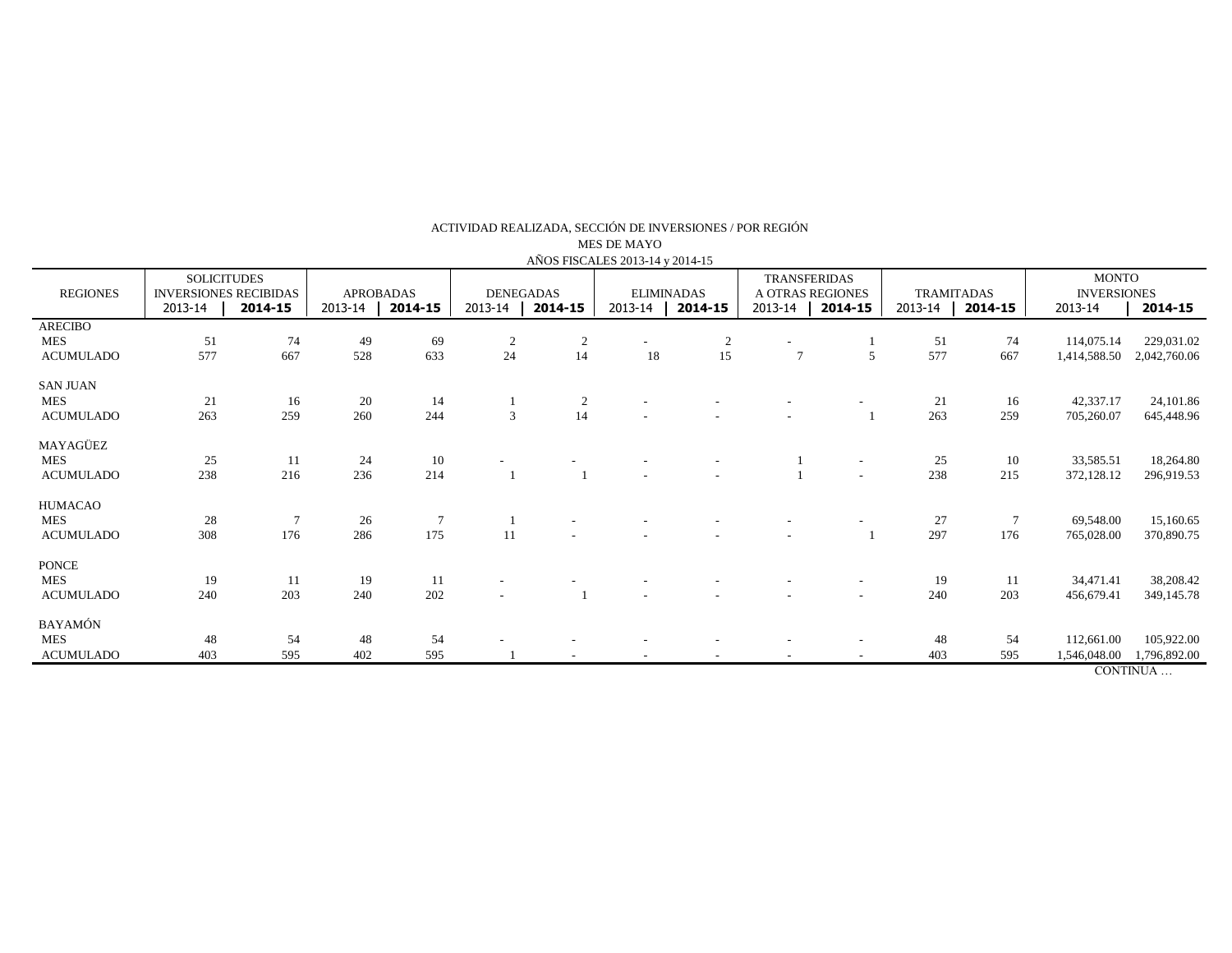ACTIVIDAD REALIZADA, SECCIÓN DE INVERSIONES / POR REGIÓN

MES DE MAYO

AÑOS FISCALES 2013-14 y 2014-15

| REGIONES | SOLICITUDES INVERSIONES RECIBIDAS | | APROBADAS | | DENEGADAS | | ELIMINADAS | | TRANSFERIDAS A OTRAS REGIONES | | TRAMITADAS | | MONTO INVERSIONES | |
|---|---|---|---|---|---|---|---|---|---|---|---|---|---|---|
| | 2013-14 | **2014-15** | 2013-14 | **2014-15** | 2013-14 | **2014-15** | 2013-14 | **2014-15** | 2013-14 | **2014-15** | 2013-14 | **2014-15** | 2013-14 | **2014-15** |
| ARECIBO | | | | | | | | | | | | | | |
| MES | 51 | 74 | 49 | 69 | 2 | 2 | - | 2 | - | 1 | 51 | 74 | 114,075.14 | 229,031.02 |
| ACUMULADO | 577 | 667 | 528 | 633 | 24 | 14 | 18 | 15 | 7 | 5 | 577 | 667 | 1,414,588.50 | 2,042,760.06 |
| SAN JUAN | | | | | | | | | | | | | | |
| MES | 21 | 16 | 20 | 14 | 1 | 2 | - | - | - | - | 21 | 16 | 42,337.17 | 24,101.86 |
| ACUMULADO | 263 | 259 | 260 | 244 | 3 | 14 | - | - | - | 1 | 263 | 259 | 705,260.07 | 645,448.96 |
| MAYAGÜEZ | | | | | | | | | | | | | | |
| MES | 25 | 11 | 24 | 10 | - | - | - | - | 1 | - | 25 | 10 | 33,585.51 | 18,264.80 |
| ACUMULADO | 238 | 216 | 236 | 214 | 1 | 1 | - | - | 1 | - | 238 | 215 | 372,128.12 | 296,919.53 |
| HUMACAO | | | | | | | | | | | | | | |
| MES | 28 | 7 | 26 | 7 | 1 | - | - | - | - | - | 27 | 7 | 69,548.00 | 15,160.65 |
| ACUMULADO | 308 | 176 | 286 | 175 | 11 | - | - | - | - | 1 | 297 | 176 | 765,028.00 | 370,890.75 |
| PONCE | | | | | | | | | | | | | | |
| MES | 19 | 11 | 19 | 11 | - | - | - | - | - | - | 19 | 11 | 34,471.41 | 38,208.42 |
| ACUMULADO | 240 | 203 | 240 | 202 | - | 1 | - | - | - | - | 240 | 203 | 456,679.41 | 349,145.78 |
| BAYAMÓN | | | | | | | | | | | | | | |
| MES | 48 | 54 | 48 | 54 | - | - | - | - | - | - | 48 | 54 | 112,661.00 | 105,922.00 |
| ACUMULADO | 403 | 595 | 402 | 595 | 1 | - | - | - | - | - | 403 | 595 | 1,546,048.00 | 1,796,892.00 |

CONTINUA …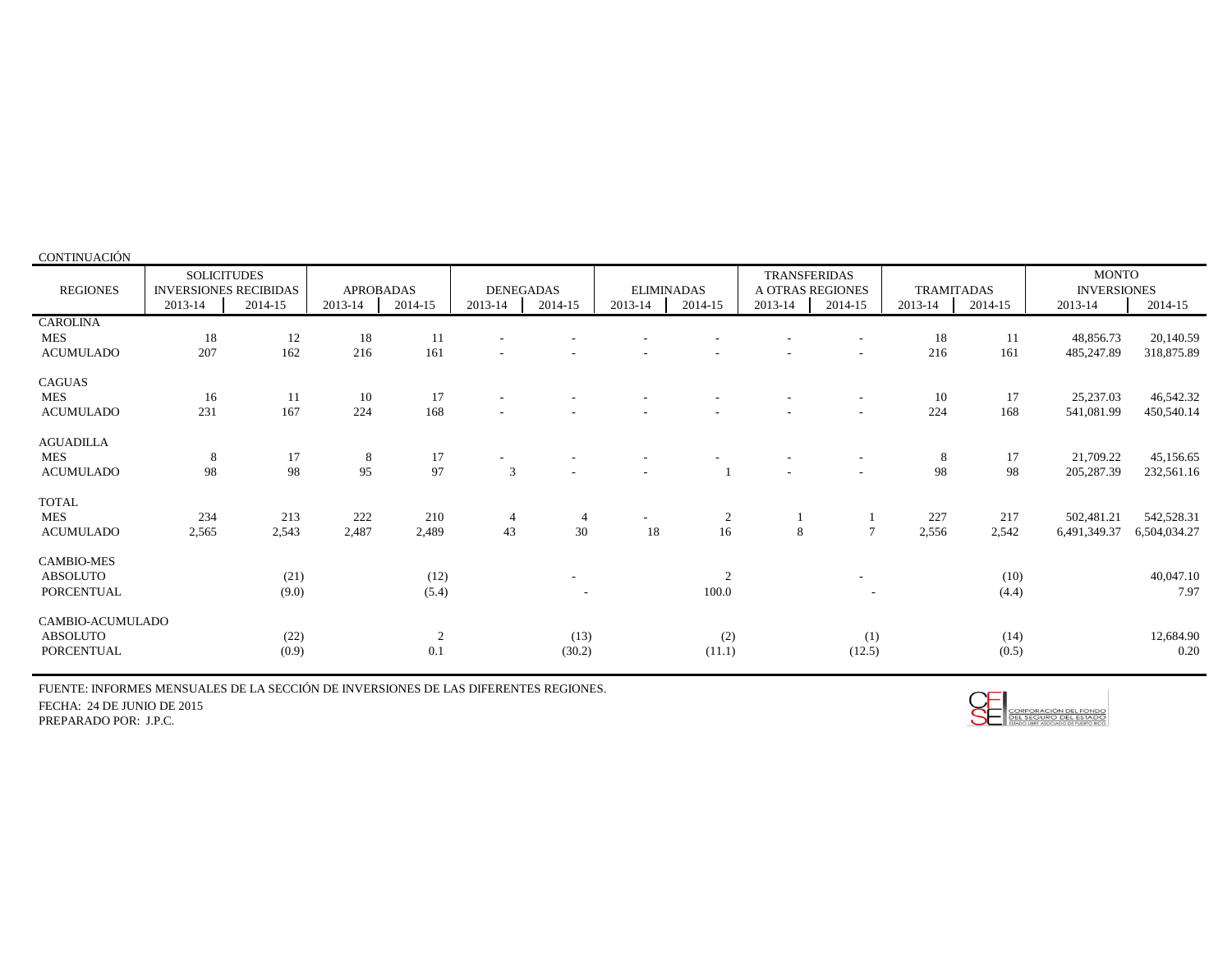CONTINUACIÓN

| REGIONES | SOLICITUDES INVERSIONES RECIBIDAS | | APROBADAS | | DENEGADAS | | ELIMINADAS | | TRANSFERIDAS A OTRAS REGIONES | | TRAMITADAS | | MONTO INVERSIONES | |
|---|---|---|---|---|---|---|---|---|---|---|---|---|---|---|
| | 2013-14 | 2014-15 | 2013-14 | 2014-15 | 2013-14 | 2014-15 | 2013-14 | 2014-15 | 2013-14 | 2014-15 | 2013-14 | 2014-15 | 2013-14 | 2014-15 |
| CAROLINA | | | | | | | | | | | | | | |
| MES | 18 | 12 | 18 | 11 | - | - | - | - | - | - | 18 | 11 | 48,856.73 | 20,140.59 |
| ACUMULADO | 207 | 162 | 216 | 161 | - | - | - | - | - | - | 216 | 161 | 485,247.89 | 318,875.89 |
| CAGUAS | | | | | | | | | | | | | | |
| MES | 16 | 11 | 10 | 17 | - | - | - | - | - | - | 10 | 17 | 25,237.03 | 46,542.32 |
| ACUMULADO | 231 | 167 | 224 | 168 | - | - | - | - | - | - | 224 | 168 | 541,081.99 | 450,540.14 |
| AGUADILLA | | | | | | | | | | | | | | |
| MES | 8 | 17 | 8 | 17 | - | - | - | - | - | - | 8 | 17 | 21,709.22 | 45,156.65 |
| ACUMULADO | 98 | 98 | 95 | 97 | 3 | - | - | 1 | - | - | 98 | 98 | 205,287.39 | 232,561.16 |
| TOTAL | | | | | | | | | | | | | | |
| MES | 234 | 213 | 222 | 210 | 4 | 4 | - | 2 | 1 | 1 | 227 | 217 | 502,481.21 | 542,528.31 |
| ACUMULADO | 2,565 | 2,543 | 2,487 | 2,489 | 43 | 30 | 18 | 16 | 8 | 7 | 2,556 | 2,542 | 6,491,349.37 | 6,504,034.27 |
| CAMBIO-MES | | | | | | | | | | | | | | |
| ABSOLUTO | | (21) | | (12) | | - | | 2 | | - | | (10) | | 40,047.10 |
| PORCENTUAL | | (9.0) | | (5.4) | | - | | 100.0 | | - | | (4.4) | | 7.97 |
| CAMBIO-ACUMULADO | | | | | | | | | | | | | | |
| ABSOLUTO | | (22) | | 2 | | (13) | | (2) | | (1) | | (14) | | 12,684.90 |
| PORCENTUAL | | (0.9) | | 0.1 | | (30.2) | | (11.1) | | (12.5) | | (0.5) | | 0.20 |

FUENTE: INFORMES MENSUALES DE LA SECCIÓN DE INVERSIONES DE LAS DIFERENTES REGIONES.
FECHA: 24 DE JUNIO DE 2015
PREPARADO POR: J.P.C.

CFSE CORPORACIÓN DEL FONDO DEL SEGURO DEL ESTADO ESTADO LIBRE ASOCIADO DE PUERTO RICO